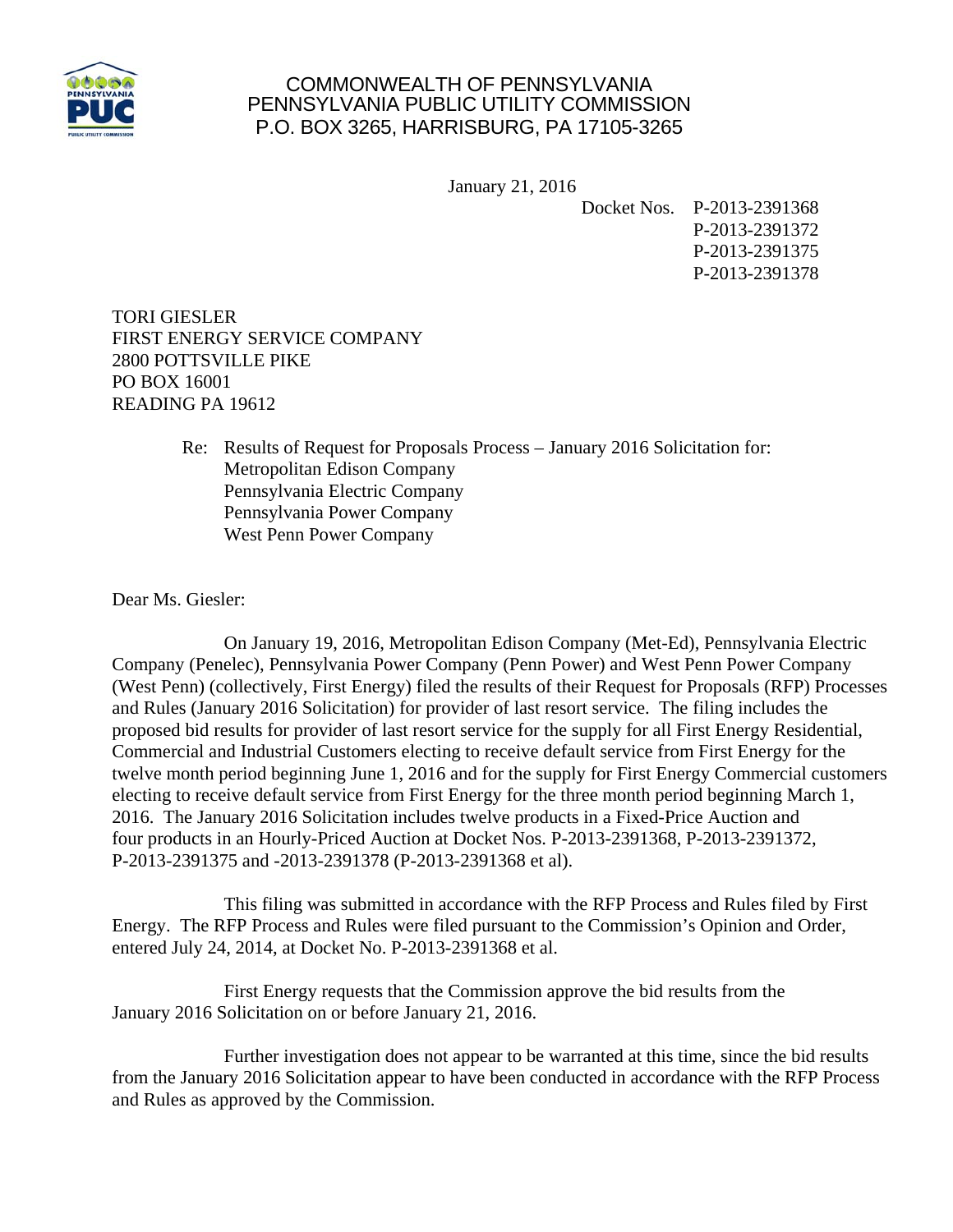COMMONWEALTH OF PENNSYLVANIA
PENNSYLVANIA PUBLIC UTILITY COMMISSION
P.O. BOX 3265, HARRISBURG, PA 17105-3265

January 21, 2016

Docket Nos. P-2013-2391368
P-2013-2391372
P-2013-2391375
P-2013-2391378

TORI GIESLER
FIRST ENERGY SERVICE COMPANY
2800 POTTSVILLE PIKE
PO BOX 16001
READING PA 19612

Re: Results of Request for Proposals Process – January 2016 Solicitation for:
Metropolitan Edison Company
Pennsylvania Electric Company
Pennsylvania Power Company
West Penn Power Company

Dear Ms. Giesler:

On January 19, 2016, Metropolitan Edison Company (Met-Ed), Pennsylvania Electric Company (Penelec), Pennsylvania Power Company (Penn Power) and West Penn Power Company (West Penn) (collectively, First Energy) filed the results of their Request for Proposals (RFP) Processes and Rules (January 2016 Solicitation) for provider of last resort service. The filing includes the proposed bid results for provider of last resort service for the supply for all First Energy Residential, Commercial and Industrial Customers electing to receive default service from First Energy for the twelve month period beginning June 1, 2016 and for the supply for First Energy Commercial customers electing to receive default service from First Energy for the three month period beginning March 1, 2016. The January 2016 Solicitation includes twelve products in a Fixed-Price Auction and four products in an Hourly-Priced Auction at Docket Nos. P-2013-2391368, P-2013-2391372, P-2013-2391375 and -2013-2391378 (P-2013-2391368 et al).

This filing was submitted in accordance with the RFP Process and Rules filed by First Energy. The RFP Process and Rules were filed pursuant to the Commission's Opinion and Order, entered July 24, 2014, at Docket No. P-2013-2391368 et al.

First Energy requests that the Commission approve the bid results from the January 2016 Solicitation on or before January 21, 2016.

Further investigation does not appear to be warranted at this time, since the bid results from the January 2016 Solicitation appear to have been conducted in accordance with the RFP Process and Rules as approved by the Commission.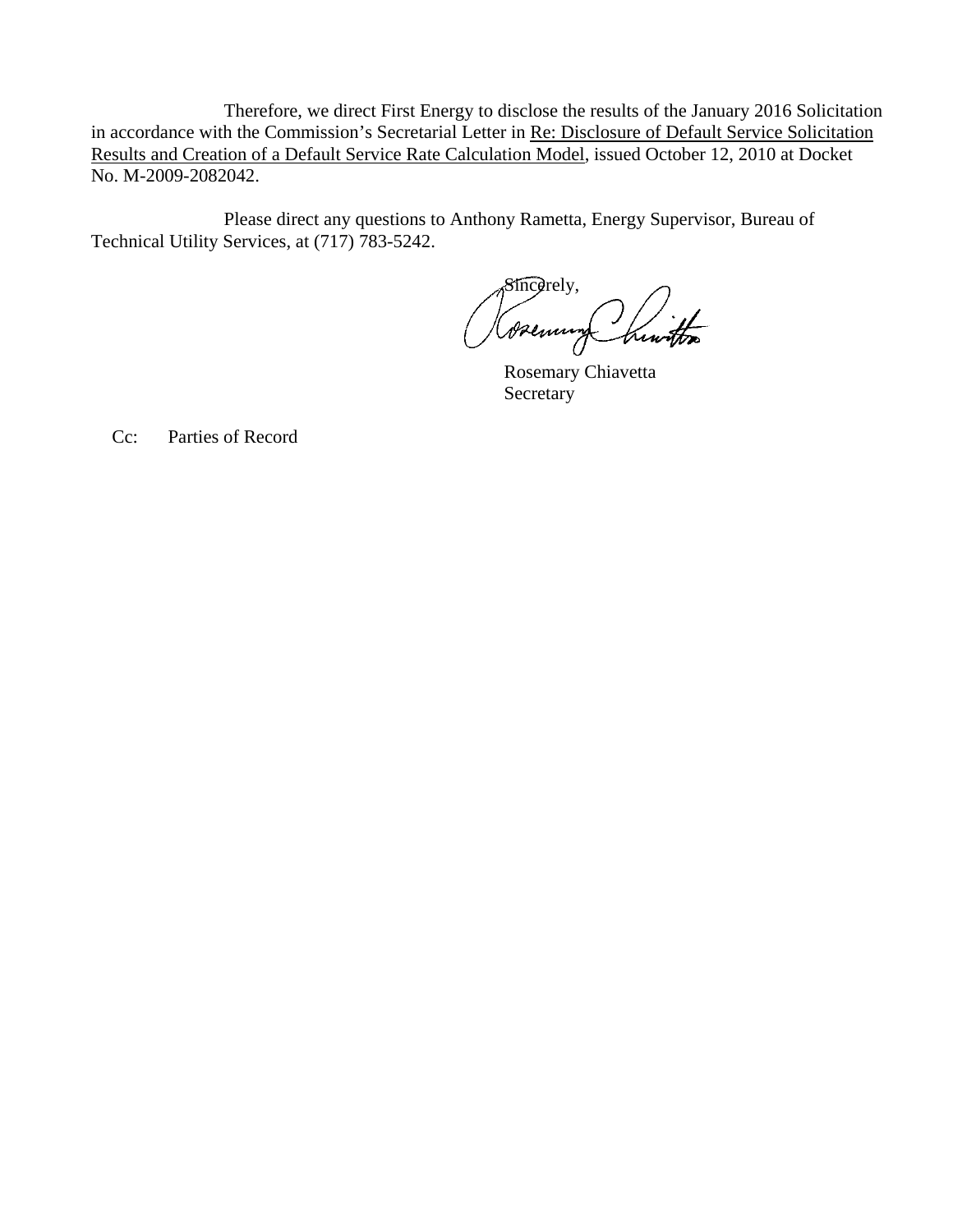Therefore, we direct First Energy to disclose the results of the January 2016 Solicitation in accordance with the Commission's Secretarial Letter in Re: Disclosure of Default Service Solicitation Results and Creation of a Default Service Rate Calculation Model, issued October 12, 2010 at Docket No. M-2009-2082042.

Please direct any questions to Anthony Rametta, Energy Supervisor, Bureau of Technical Utility Services, at (717) 783-5242.

Sincerely,

Rosemary Chiavetta
Secretary

Cc: Parties of Record